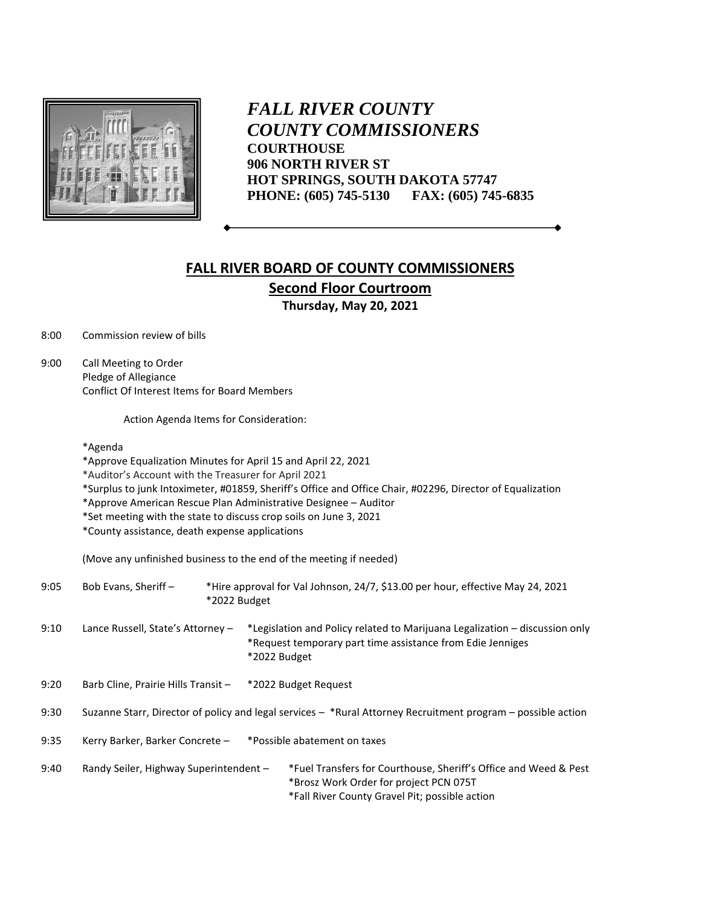# *FALL RIVER COUNTY*
# *COUNTY COMMISSIONERS*

**COURTHOUSE**
**906 NORTH RIVER ST**
**HOT SPRINGS, SOUTH DAKOTA 57747**
**PHONE: (605) 745-5130 FAX: (605) 745-6835**

## FALL RIVER BOARD OF COUNTY COMMISSIONERS

### Second Floor Courtroom

**Thursday, May 20, 2021**

8:00 Commission review of bills

9:00 Call Meeting to Order
Pledge of Allegiance
Conflict Of Interest Items for Board Members

Action Agenda Items for Consideration:

*Agenda
*Approve Equalization Minutes for April 15 and April 22, 2021
*Auditor's Account with the Treasurer for April 2021
*Surplus to junk Intoximeter, #01859, Sheriff's Office and Office Chair, #02296, Director of Equalization
*Approve American Rescue Plan Administrative Designee – Auditor
*Set meeting with the state to discuss crop soils on June 3, 2021
*County assistance, death expense applications

(Move any unfinished business to the end of the meeting if needed)

9:05 Bob Evans, Sheriff – *Hire approval for Val Johnson, 24/7, $13.00 per hour, effective May 24, 2021
*2022 Budget

9:10 Lance Russell, State's Attorney – *Legislation and Policy related to Marijuana Legalization – discussion only
*Request temporary part time assistance from Edie Jenniges
*2022 Budget

9:20 Barb Cline, Prairie Hills Transit – *2022 Budget Request

9:30 Suzanne Starr, Director of policy and legal services – *Rural Attorney Recruitment program – possible action

9:35 Kerry Barker, Barker Concrete – *Possible abatement on taxes

9:40 Randy Seiler, Highway Superintendent – *Fuel Transfers for Courthouse, Sheriff's Office and Weed & Pest
*Brosz Work Order for project PCN 075T
*Fall River County Gravel Pit; possible action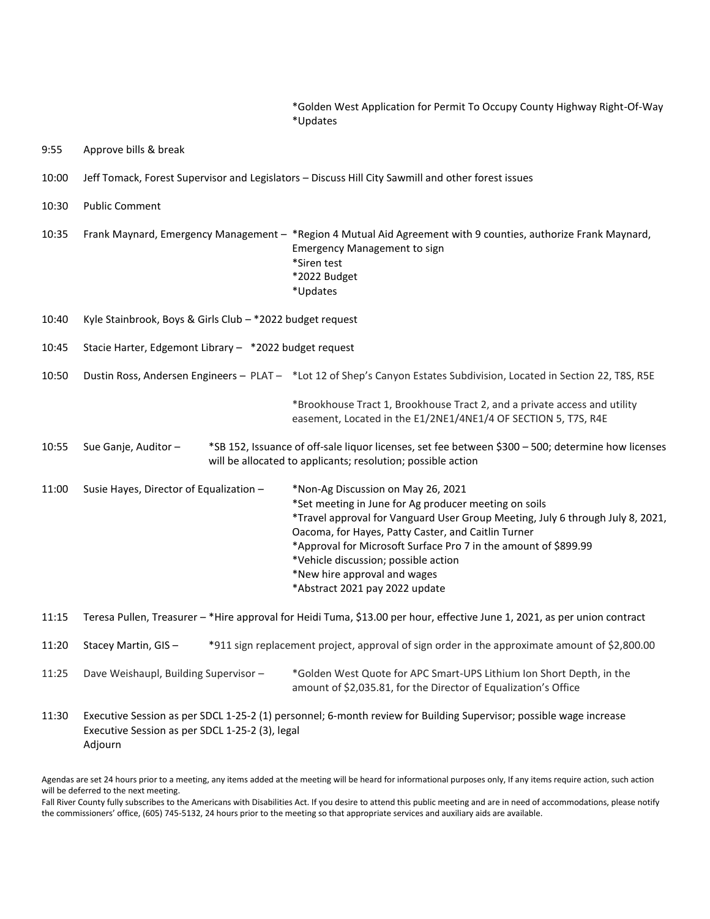*Golden West Application for Permit To Occupy County Highway Right-Of-Way
*Updates

9:55 Approve bills & break

10:00 Jeff Tomack, Forest Supervisor and Legislators – Discuss Hill City Sawmill and other forest issues

10:30 Public Comment

10:35 Frank Maynard, Emergency Management – *Region 4 Mutual Aid Agreement with 9 counties, authorize Frank Maynard, Emergency Management to sign
*Siren test
*2022 Budget
*Updates

10:40 Kyle Stainbrook, Boys & Girls Club – *2022 budget request

10:45 Stacie Harter, Edgemont Library – *2022 budget request

10:50 Dustin Ross, Andersen Engineers – PLAT – *Lot 12 of Shep's Canyon Estates Subdivision, Located in Section 22, T8S, R5E

*Brookhouse Tract 1, Brookhouse Tract 2, and a private access and utility easement, Located in the E1/2NE1/4NE1/4 OF SECTION 5, T7S, R4E

10:55 Sue Ganje, Auditor – *SB 152, Issuance of off-sale liquor licenses, set fee between $300 – 500; determine how licenses will be allocated to applicants; resolution; possible action

11:00 Susie Hayes, Director of Equalization – *Non-Ag Discussion on May 26, 2021
*Set meeting in June for Ag producer meeting on soils
*Travel approval for Vanguard User Group Meeting, July 6 through July 8, 2021, Oacoma, for Hayes, Patty Caster, and Caitlin Turner
*Approval for Microsoft Surface Pro 7 in the amount of $899.99
*Vehicle discussion; possible action
*New hire approval and wages
*Abstract 2021 pay 2022 update

11:15 Teresa Pullen, Treasurer – *Hire approval for Heidi Tuma, $13.00 per hour, effective June 1, 2021, as per union contract

11:20 Stacey Martin, GIS – *911 sign replacement project, approval of sign order in the approximate amount of $2,800.00

11:25 Dave Weishaupl, Building Supervisor – *Golden West Quote for APC Smart-UPS Lithium Ion Short Depth, in the amount of $2,035.81, for the Director of Equalization's Office

11:30 Executive Session as per SDCL 1-25-2 (1) personnel; 6-month review for Building Supervisor; possible wage increase
Executive Session as per SDCL 1-25-2 (3), legal
Adjourn

Agendas are set 24 hours prior to a meeting, any items added at the meeting will be heard for informational purposes only, If any items require action, such action will be deferred to the next meeting.
Fall River County fully subscribes to the Americans with Disabilities Act. If you desire to attend this public meeting and are in need of accommodations, please notify the commissioners' office, (605) 745-5132, 24 hours prior to the meeting so that appropriate services and auxiliary aids are available.